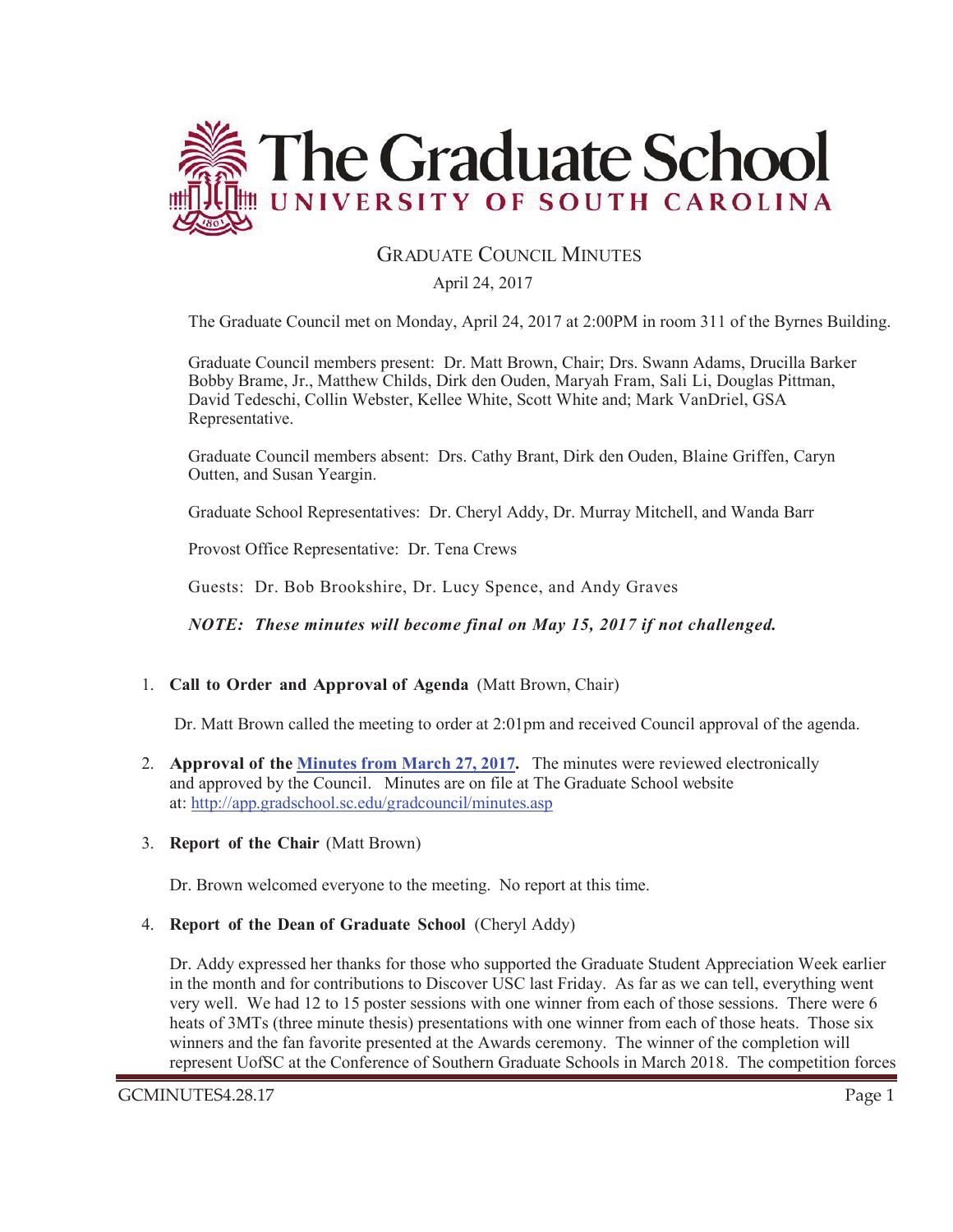# The Graduate School

## UNIVERSITY OF SOUTH CAROLINA

## GRADUATE COUNCIL MINUTES

April 24, 2017

The Graduate Council met on Monday, April 24, 2017 at 2:00PM in room 311 of the Byrnes Building.

Graduate Council members present: Dr. Matt Brown, Chair; Drs. Swann Adams, Drucilla Barker Bobby Brame, Jr., Matthew Childs, Dirk den Ouden, Maryah Fram, Sali Li, Douglas Pittman, David Tedeschi, Collin Webster, Kellee White, Scott White and; Mark VanDriel, GSA Representative.

Graduate Council members absent: Drs. Cathy Brant, Dirk den Ouden, Blaine Griffen, Caryn Outten, and Susan Yeargin.

Graduate School Representatives: Dr. Cheryl Addy, Dr. Murray Mitchell, and Wanda Barr

Provost Office Representative: Dr. Tena Crews

Guests: Dr. Bob Brookshire, Dr. Lucy Spence, and Andy Graves

***NOTE: These minutes will become final on May 15, 2017 if not challenged.***

1. **Call to Order and Approval of Agenda** (Matt Brown, Chair)

   Dr. Matt Brown called the meeting to order at 2:01pm and received Council approval of the agenda.

2. **Approval of the [Minutes from March 27, 2017](http://app.gradschool.sc.edu/gradcouncil/minutes.asp).** The minutes were reviewed electronically and approved by the Council. Minutes are on file at The Graduate School website at: http://app.gradschool.sc.edu/gradcouncil/minutes.asp

3. **Report of the Chair** (Matt Brown)

   Dr. Brown welcomed everyone to the meeting. No report at this time.

4. **Report of the Dean of Graduate School** (Cheryl Addy)

   Dr. Addy expressed her thanks for those who supported the Graduate Student Appreciation Week earlier in the month and for contributions to Discover USC last Friday. As far as we can tell, everything went very well. We had 12 to 15 poster sessions with one winner from each of those sessions. There were 6 heats of 3MTs (three minute thesis) presentations with one winner from each of those heats. Those six winners and the fan favorite presented at the Awards ceremony. The winner of the completion will represent UofSC at the Conference of Southern Graduate Schools in March 2018. The competition forces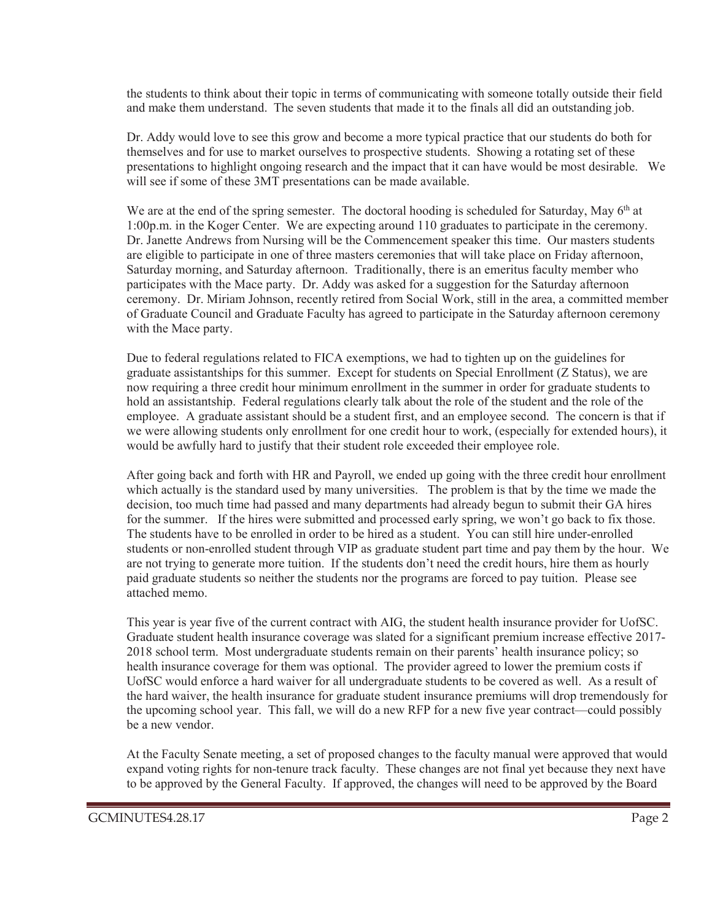the students to think about their topic in terms of communicating with someone totally outside their field and make them understand. The seven students that made it to the finals all did an outstanding job.

Dr. Addy would love to see this grow and become a more typical practice that our students do both for themselves and for use to market ourselves to prospective students. Showing a rotating set of these presentations to highlight ongoing research and the impact that it can have would be most desirable. We will see if some of these 3MT presentations can be made available.

We are at the end of the spring semester. The doctoral hooding is scheduled for Saturday, May 6th at 1:00p.m. in the Koger Center. We are expecting around 110 graduates to participate in the ceremony. Dr. Janette Andrews from Nursing will be the Commencement speaker this time. Our masters students are eligible to participate in one of three masters ceremonies that will take place on Friday afternoon, Saturday morning, and Saturday afternoon. Traditionally, there is an emeritus faculty member who participates with the Mace party. Dr. Addy was asked for a suggestion for the Saturday afternoon ceremony. Dr. Miriam Johnson, recently retired from Social Work, still in the area, a committed member of Graduate Council and Graduate Faculty has agreed to participate in the Saturday afternoon ceremony with the Mace party.

Due to federal regulations related to FICA exemptions, we had to tighten up on the guidelines for graduate assistantships for this summer. Except for students on Special Enrollment (Z Status), we are now requiring a three credit hour minimum enrollment in the summer in order for graduate students to hold an assistantship. Federal regulations clearly talk about the role of the student and the role of the employee. A graduate assistant should be a student first, and an employee second. The concern is that if we were allowing students only enrollment for one credit hour to work, (especially for extended hours), it would be awfully hard to justify that their student role exceeded their employee role.

After going back and forth with HR and Payroll, we ended up going with the three credit hour enrollment which actually is the standard used by many universities. The problem is that by the time we made the decision, too much time had passed and many departments had already begun to submit their GA hires for the summer. If the hires were submitted and processed early spring, we won't go back to fix those. The students have to be enrolled in order to be hired as a student. You can still hire under-enrolled students or non-enrolled student through VIP as graduate student part time and pay them by the hour. We are not trying to generate more tuition. If the students don't need the credit hours, hire them as hourly paid graduate students so neither the students nor the programs are forced to pay tuition. Please see attached memo.

This year is year five of the current contract with AIG, the student health insurance provider for UofSC. Graduate student health insurance coverage was slated for a significant premium increase effective 2017-2018 school term. Most undergraduate students remain on their parents' health insurance policy; so health insurance coverage for them was optional. The provider agreed to lower the premium costs if UofSC would enforce a hard waiver for all undergraduate students to be covered as well. As a result of the hard waiver, the health insurance for graduate student insurance premiums will drop tremendously for the upcoming school year. This fall, we will do a new RFP for a new five year contract—could possibly be a new vendor.

At the Faculty Senate meeting, a set of proposed changes to the faculty manual were approved that would expand voting rights for non-tenure track faculty. These changes are not final yet because they next have to be approved by the General Faculty. If approved, the changes will need to be approved by the Board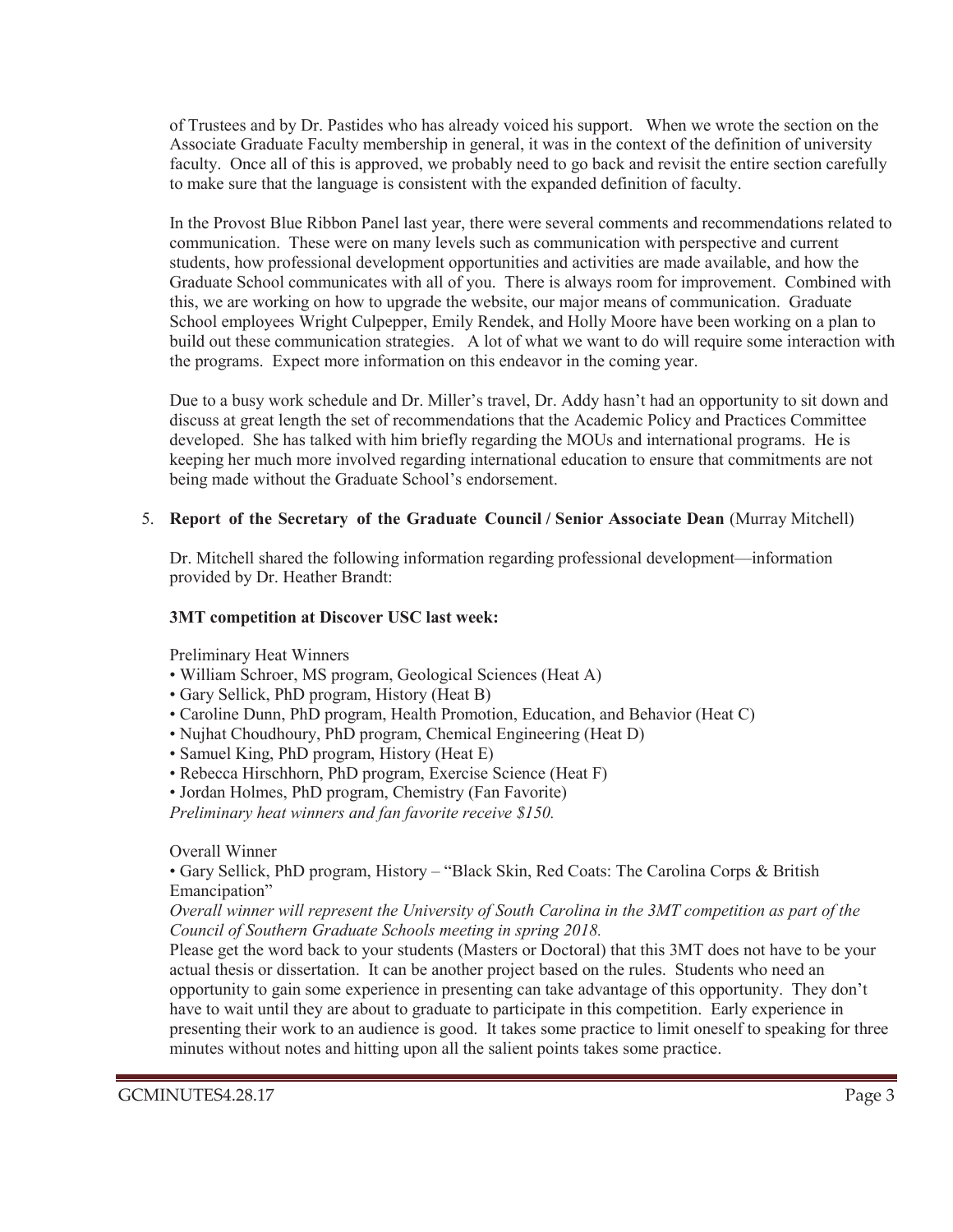of Trustees and by Dr. Pastides who has already voiced his support. When we wrote the section on the Associate Graduate Faculty membership in general, it was in the context of the definition of university faculty. Once all of this is approved, we probably need to go back and revisit the entire section carefully to make sure that the language is consistent with the expanded definition of faculty.

In the Provost Blue Ribbon Panel last year, there were several comments and recommendations related to communication. These were on many levels such as communication with perspective and current students, how professional development opportunities and activities are made available, and how the Graduate School communicates with all of you. There is always room for improvement. Combined with this, we are working on how to upgrade the website, our major means of communication. Graduate School employees Wright Culpepper, Emily Rendek, and Holly Moore have been working on a plan to build out these communication strategies. A lot of what we want to do will require some interaction with the programs. Expect more information on this endeavor in the coming year.

Due to a busy work schedule and Dr. Miller's travel, Dr. Addy hasn't had an opportunity to sit down and discuss at great length the set of recommendations that the Academic Policy and Practices Committee developed. She has talked with him briefly regarding the MOUs and international programs. He is keeping her much more involved regarding international education to ensure that commitments are not being made without the Graduate School's endorsement.

5. **Report of the Secretary of the Graduate Council / Senior Associate Dean** (Murray Mitchell)

Dr. Mitchell shared the following information regarding professional development—information provided by Dr. Heather Brandt:

**3MT competition at Discover USC last week:**

Preliminary Heat Winners

- William Schroer, MS program, Geological Sciences (Heat A)
- Gary Sellick, PhD program, History (Heat B)
- Caroline Dunn, PhD program, Health Promotion, Education, and Behavior (Heat C)
- Nujhat Choudhoury, PhD program, Chemical Engineering (Heat D)
- Samuel King, PhD program, History (Heat E)
- Rebecca Hirschhorn, PhD program, Exercise Science (Heat F)
- Jordan Holmes, PhD program, Chemistry (Fan Favorite)

*Preliminary heat winners and fan favorite receive $150.*

Overall Winner

- Gary Sellick, PhD program, History – "Black Skin, Red Coats: The Carolina Corps & British Emancipation"

*Overall winner will represent the University of South Carolina in the 3MT competition as part of the Council of Southern Graduate Schools meeting in spring 2018.*

Please get the word back to your students (Masters or Doctoral) that this 3MT does not have to be your actual thesis or dissertation. It can be another project based on the rules. Students who need an opportunity to gain some experience in presenting can take advantage of this opportunity. They don't have to wait until they are about to graduate to participate in this competition. Early experience in presenting their work to an audience is good. It takes some practice to limit oneself to speaking for three minutes without notes and hitting upon all the salient points takes some practice.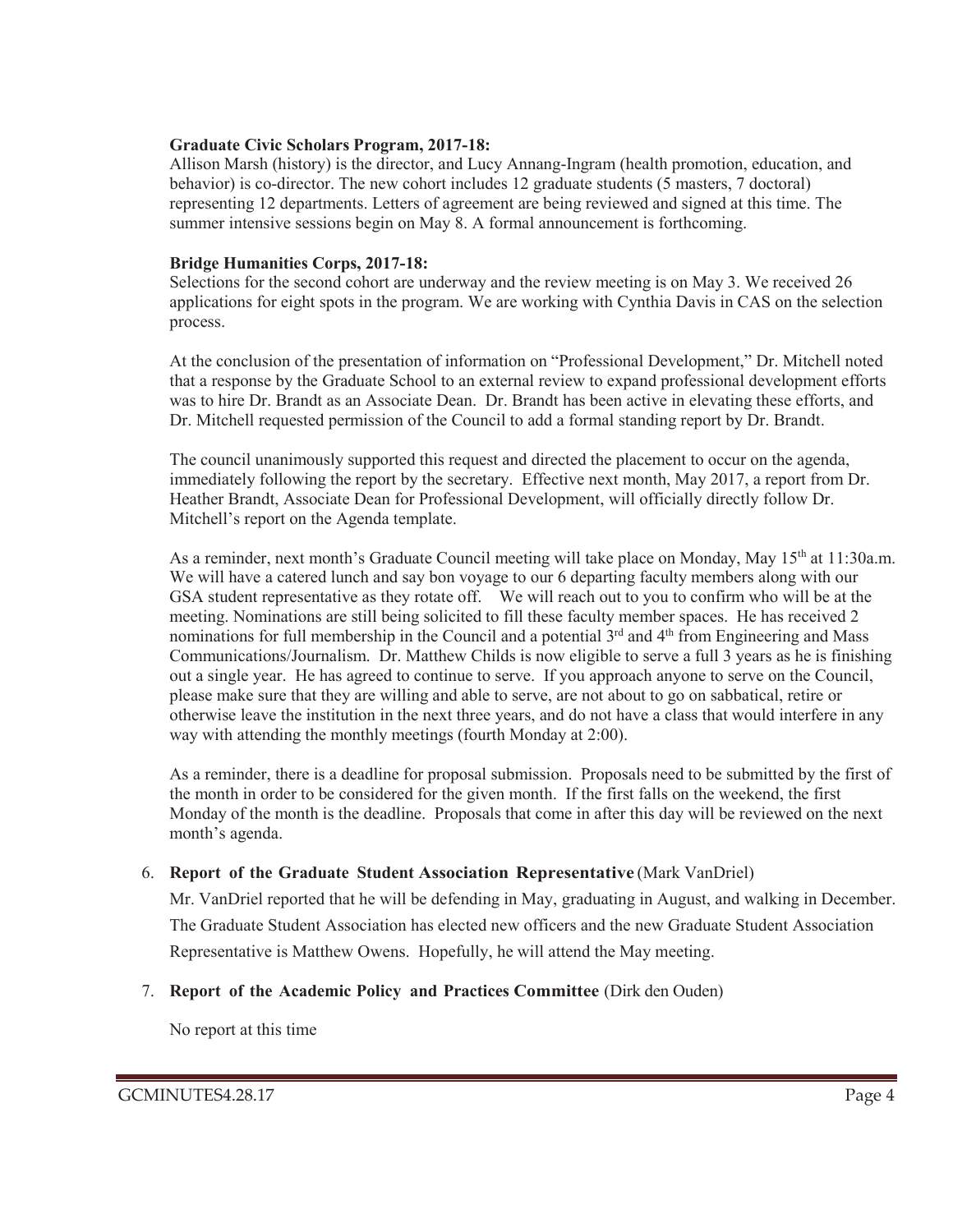**Graduate Civic Scholars Program, 2017-18:**
Allison Marsh (history) is the director, and Lucy Annang-Ingram (health promotion, education, and behavior) is co-director. The new cohort includes 12 graduate students (5 masters, 7 doctoral) representing 12 departments. Letters of agreement are being reviewed and signed at this time. The summer intensive sessions begin on May 8. A formal announcement is forthcoming.

**Bridge Humanities Corps, 2017-18:**
Selections for the second cohort are underway and the review meeting is on May 3. We received 26 applications for eight spots in the program. We are working with Cynthia Davis in CAS on the selection process.

At the conclusion of the presentation of information on "Professional Development," Dr. Mitchell noted that a response by the Graduate School to an external review to expand professional development efforts was to hire Dr. Brandt as an Associate Dean. Dr. Brandt has been active in elevating these efforts, and Dr. Mitchell requested permission of the Council to add a formal standing report by Dr. Brandt.

The council unanimously supported this request and directed the placement to occur on the agenda, immediately following the report by the secretary. Effective next month, May 2017, a report from Dr. Heather Brandt, Associate Dean for Professional Development, will officially directly follow Dr. Mitchell's report on the Agenda template.

As a reminder, next month's Graduate Council meeting will take place on Monday, May 15th at 11:30a.m. We will have a catered lunch and say bon voyage to our 6 departing faculty members along with our GSA student representative as they rotate off. We will reach out to you to confirm who will be at the meeting. Nominations are still being solicited to fill these faculty member spaces. He has received 2 nominations for full membership in the Council and a potential 3rd and 4th from Engineering and Mass Communications/Journalism. Dr. Matthew Childs is now eligible to serve a full 3 years as he is finishing out a single year. He has agreed to continue to serve. If you approach anyone to serve on the Council, please make sure that they are willing and able to serve, are not about to go on sabbatical, retire or otherwise leave the institution in the next three years, and do not have a class that would interfere in any way with attending the monthly meetings (fourth Monday at 2:00).

As a reminder, there is a deadline for proposal submission. Proposals need to be submitted by the first of the month in order to be considered for the given month. If the first falls on the weekend, the first Monday of the month is the deadline. Proposals that come in after this day will be reviewed on the next month's agenda.

6. **Report of the Graduate Student Association Representative** (Mark VanDriel)

   Mr. VanDriel reported that he will be defending in May, graduating in August, and walking in December. The Graduate Student Association has elected new officers and the new Graduate Student Association Representative is Matthew Owens. Hopefully, he will attend the May meeting.

7. **Report of the Academic Policy and Practices Committee** (Dirk den Ouden)

   No report at this time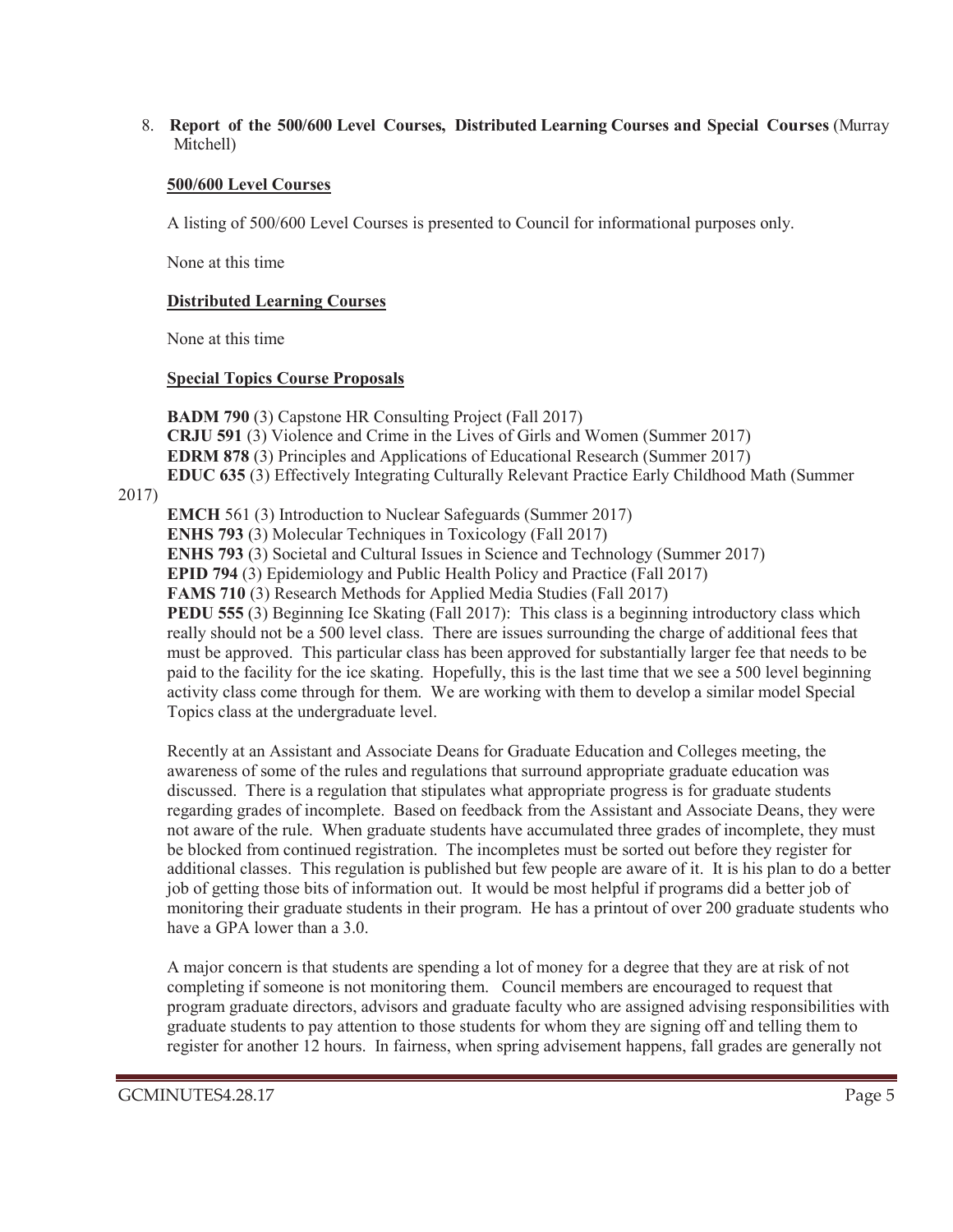8. **Report of the 500/600 Level Courses, Distributed Learning Courses and Special Courses** (Murray Mitchell)

**500/600 Level Courses**

A listing of 500/600 Level Courses is presented to Council for informational purposes only.

None at this time

**Distributed Learning Courses**

None at this time

**Special Topics Course Proposals**

**BADM 790** (3) Capstone HR Consulting Project (Fall 2017)
**CRJU 591** (3) Violence and Crime in the Lives of Girls and Women (Summer 2017)
**EDRM 878** (3) Principles and Applications of Educational Research (Summer 2017)
**EDUC 635** (3) Effectively Integrating Culturally Relevant Practice Early Childhood Math (Summer 2017)
**EMCH** 561 (3) Introduction to Nuclear Safeguards (Summer 2017)
**ENHS 793** (3) Molecular Techniques in Toxicology (Fall 2017)
**ENHS 793** (3) Societal and Cultural Issues in Science and Technology (Summer 2017)
**EPID 794** (3) Epidemiology and Public Health Policy and Practice (Fall 2017)
**FAMS 710** (3) Research Methods for Applied Media Studies (Fall 2017)
**PEDU 555** (3) Beginning Ice Skating (Fall 2017): This class is a beginning introductory class which really should not be a 500 level class. There are issues surrounding the charge of additional fees that must be approved. This particular class has been approved for substantially larger fee that needs to be paid to the facility for the ice skating. Hopefully, this is the last time that we see a 500 level beginning activity class come through for them. We are working with them to develop a similar model Special Topics class at the undergraduate level.

Recently at an Assistant and Associate Deans for Graduate Education and Colleges meeting, the awareness of some of the rules and regulations that surround appropriate graduate education was discussed. There is a regulation that stipulates what appropriate progress is for graduate students regarding grades of incomplete. Based on feedback from the Assistant and Associate Deans, they were not aware of the rule. When graduate students have accumulated three grades of incomplete, they must be blocked from continued registration. The incompletes must be sorted out before they register for additional classes. This regulation is published but few people are aware of it. It is his plan to do a better job of getting those bits of information out. It would be most helpful if programs did a better job of monitoring their graduate students in their program. He has a printout of over 200 graduate students who have a GPA lower than a 3.0.

A major concern is that students are spending a lot of money for a degree that they are at risk of not completing if someone is not monitoring them. Council members are encouraged to request that program graduate directors, advisors and graduate faculty who are assigned advising responsibilities with graduate students to pay attention to those students for whom they are signing off and telling them to register for another 12 hours. In fairness, when spring advisement happens, fall grades are generally not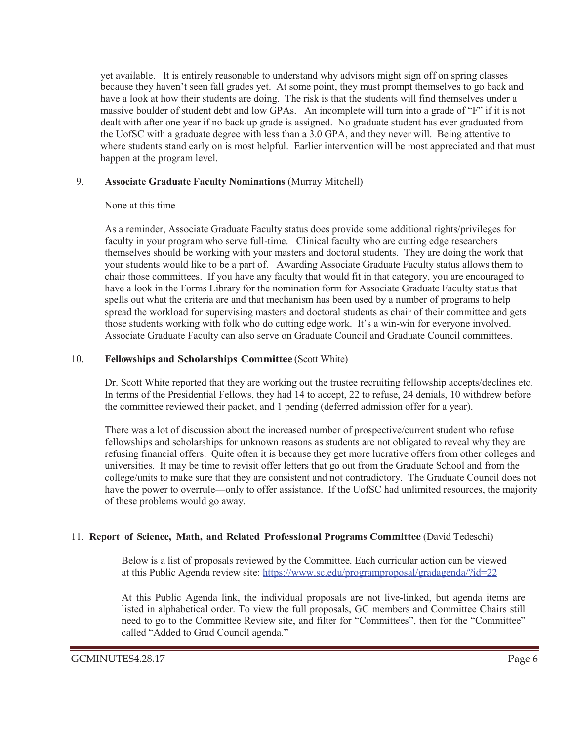yet available. It is entirely reasonable to understand why advisors might sign off on spring classes because they haven't seen fall grades yet. At some point, they must prompt themselves to go back and have a look at how their students are doing. The risk is that the students will find themselves under a massive boulder of student debt and low GPAs. An incomplete will turn into a grade of "F" if it is not dealt with after one year if no back up grade is assigned. No graduate student has ever graduated from the UofSC with a graduate degree with less than a 3.0 GPA, and they never will. Being attentive to where students stand early on is most helpful. Earlier intervention will be most appreciated and that must happen at the program level.

9. **Associate Graduate Faculty Nominations** (Murray Mitchell)

None at this time

As a reminder, Associate Graduate Faculty status does provide some additional rights/privileges for faculty in your program who serve full-time. Clinical faculty who are cutting edge researchers themselves should be working with your masters and doctoral students. They are doing the work that your students would like to be a part of. Awarding Associate Graduate Faculty status allows them to chair those committees. If you have any faculty that would fit in that category, you are encouraged to have a look in the Forms Library for the nomination form for Associate Graduate Faculty status that spells out what the criteria are and that mechanism has been used by a number of programs to help spread the workload for supervising masters and doctoral students as chair of their committee and gets those students working with folk who do cutting edge work. It's a win-win for everyone involved. Associate Graduate Faculty can also serve on Graduate Council and Graduate Council committees.

10. **Fellowships and Scholarships Committee** (Scott White)

Dr. Scott White reported that they are working out the trustee recruiting fellowship accepts/declines etc. In terms of the Presidential Fellows, they had 14 to accept, 22 to refuse, 24 denials, 10 withdrew before the committee reviewed their packet, and 1 pending (deferred admission offer for a year).

There was a lot of discussion about the increased number of prospective/current student who refuse fellowships and scholarships for unknown reasons as students are not obligated to reveal why they are refusing financial offers. Quite often it is because they get more lucrative offers from other colleges and universities. It may be time to revisit offer letters that go out from the Graduate School and from the college/units to make sure that they are consistent and not contradictory. The Graduate Council does not have the power to overrule—only to offer assistance. If the UofSC had unlimited resources, the majority of these problems would go away.

11. **Report of Science, Math, and Related Professional Programs Committee** (David Tedeschi)

Below is a list of proposals reviewed by the Committee. Each curricular action can be viewed at this Public Agenda review site: https://www.sc.edu/programproposal/gradagenda/?id=22

At this Public Agenda link, the individual proposals are not live-linked, but agenda items are listed in alphabetical order. To view the full proposals, GC members and Committee Chairs still need to go to the Committee Review site, and filter for "Committees", then for the "Committee" called "Added to Grad Council agenda."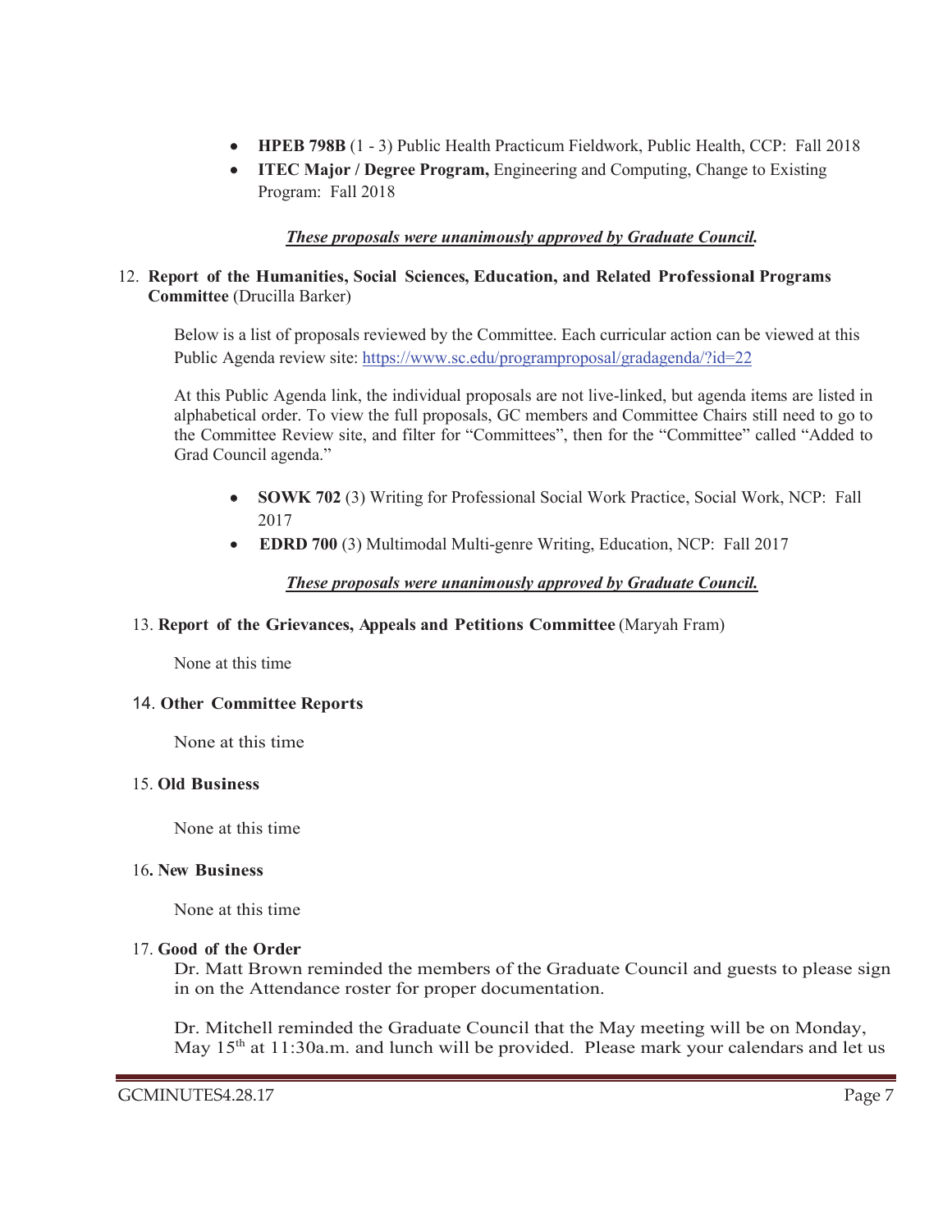- **HPEB 798B** (1 - 3) Public Health Practicum Fieldwork, Public Health, CCP: Fall 2018
- **ITEC Major / Degree Program,** Engineering and Computing, Change to Existing Program: Fall 2018

***These proposals were unanimously approved by Graduate Council.***

12. **Report of the Humanities, Social Sciences, Education, and Related Professional Programs Committee** (Drucilla Barker)

Below is a list of proposals reviewed by the Committee. Each curricular action can be viewed at this Public Agenda review site: https://www.sc.edu/programproposal/gradagenda/?id=22

At this Public Agenda link, the individual proposals are not live-linked, but agenda items are listed in alphabetical order. To view the full proposals, GC members and Committee Chairs still need to go to the Committee Review site, and filter for "Committees", then for the "Committee" called "Added to Grad Council agenda."

- **SOWK 702** (3) Writing for Professional Social Work Practice, Social Work, NCP: Fall 2017
- **EDRD 700** (3) Multimodal Multi-genre Writing, Education, NCP: Fall 2017

***These proposals were unanimously approved by Graduate Council.***

13. **Report of the Grievances, Appeals and Petitions Committee** (Maryah Fram)

None at this time

14. **Other Committee Reports**

None at this time

15. **Old Business**

None at this time

16**. New Business**

None at this time

17. **Good of the Order**

Dr. Matt Brown reminded the members of the Graduate Council and guests to please sign in on the Attendance roster for proper documentation.

Dr. Mitchell reminded the Graduate Council that the May meeting will be on Monday, May 15th at 11:30a.m. and lunch will be provided. Please mark your calendars and let us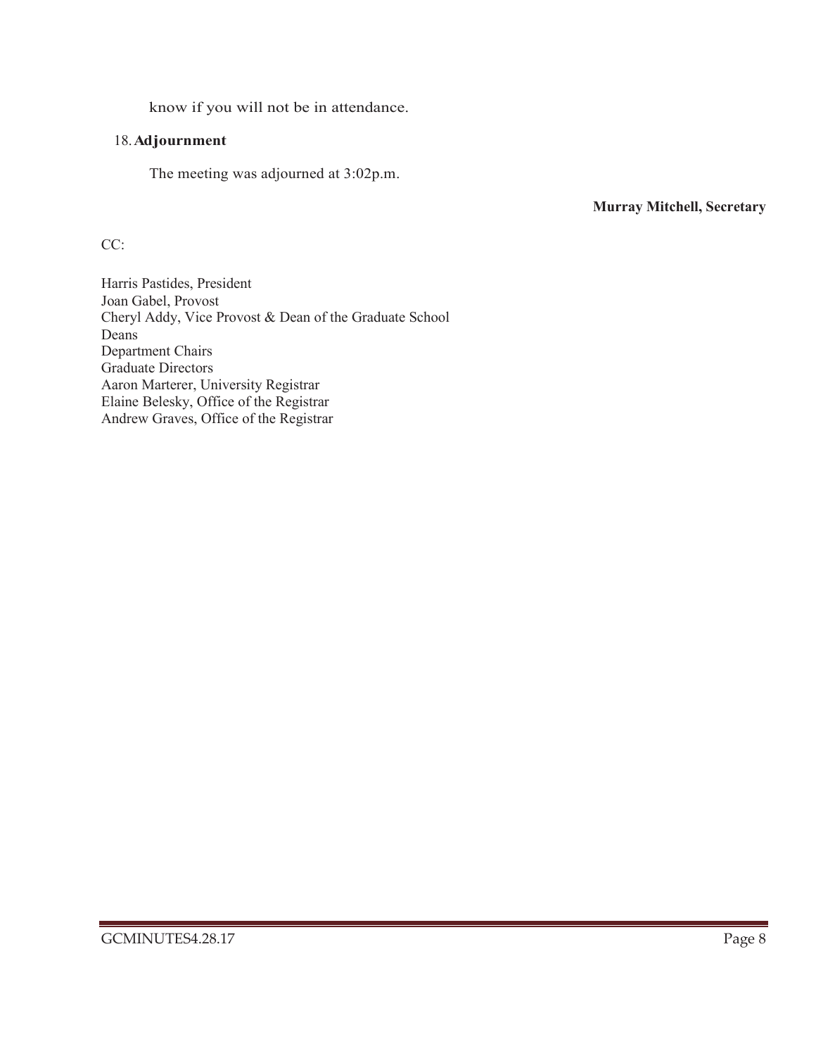know if you will not be in attendance.

18. **Adjournment**

The meeting was adjourned at 3:02p.m.

**Murray Mitchell, Secretary**

CC:

Harris Pastides, President
Joan Gabel, Provost
Cheryl Addy, Vice Provost & Dean of the Graduate School
Deans
Department Chairs
Graduate Directors
Aaron Marterer, University Registrar
Elaine Belesky, Office of the Registrar
Andrew Graves, Office of the Registrar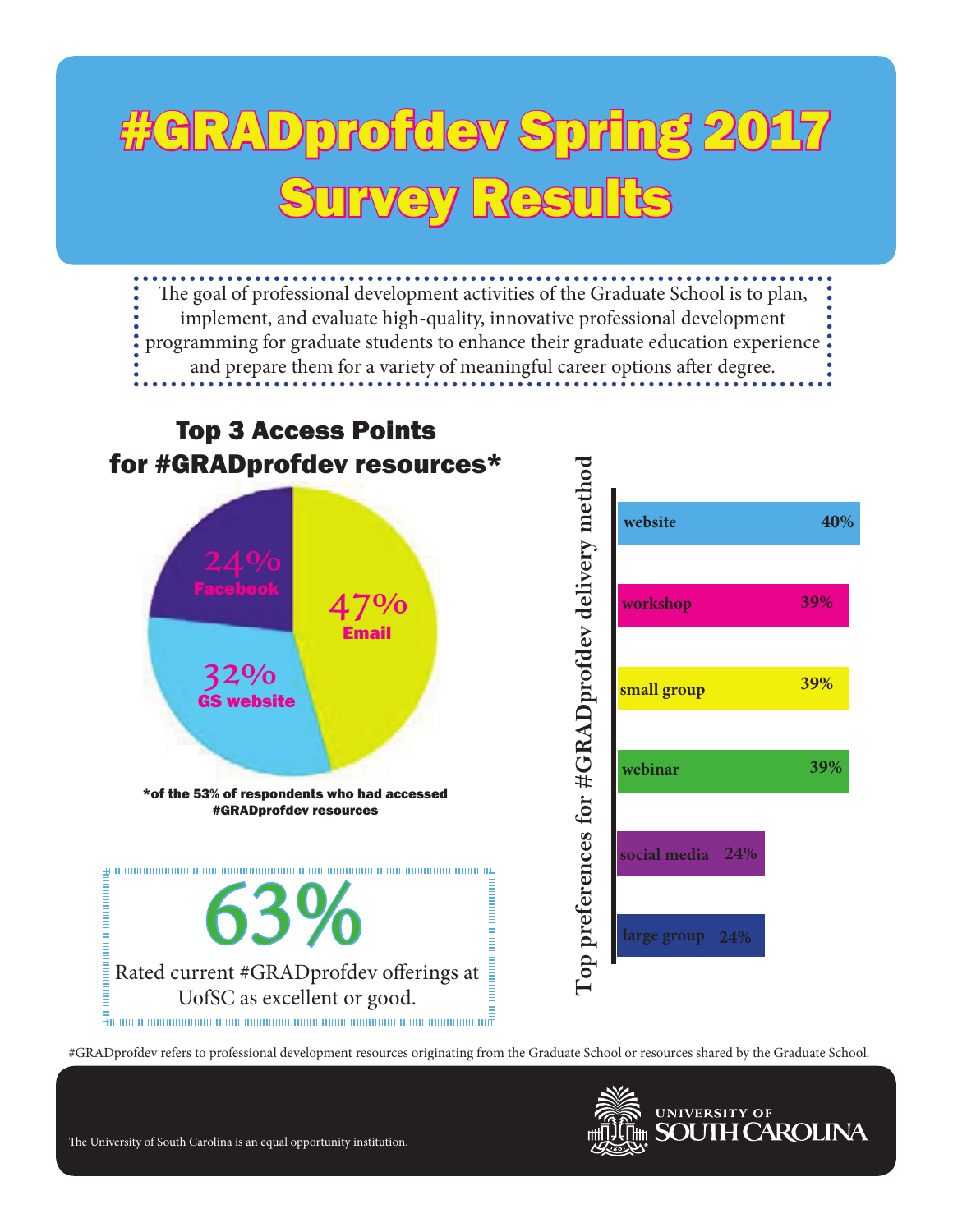# #GRADprofdev Spring 2017 Survey Results

The goal of professional development activities of the Graduate School is to plan, implement, and evaluate high-quality, innovative professional development programming for graduate students to enhance their graduate education experience and prepare them for a variety of meaningful career options after degree.

## Top 3 Access Points for #GRADprofdev resources*

| Access Point | Percentage |
|---|---|
| Email | 47% |
| GS website | 32% |
| Facebook | 24% |

*of the 53% of respondents who had accessed #GRADprofdev resources

## 63%

Rated current #GRADprofdev offerings at UofSC as excellent or good.

## Top preferences for #GRADprofdev delivery method

| Delivery method | Percentage |
|---|---|
| website | 40% |
| workshop | 39% |
| small group | 39% |
| webinar | 39% |
| social media | 24% |
| large group | 24% |

#GRADprofdev refers to professional development resources originating from the Graduate School or resources shared by the Graduate School.

The University of South Carolina is an equal opportunity institution.

UNIVERSITY OF SOUTH CAROLINA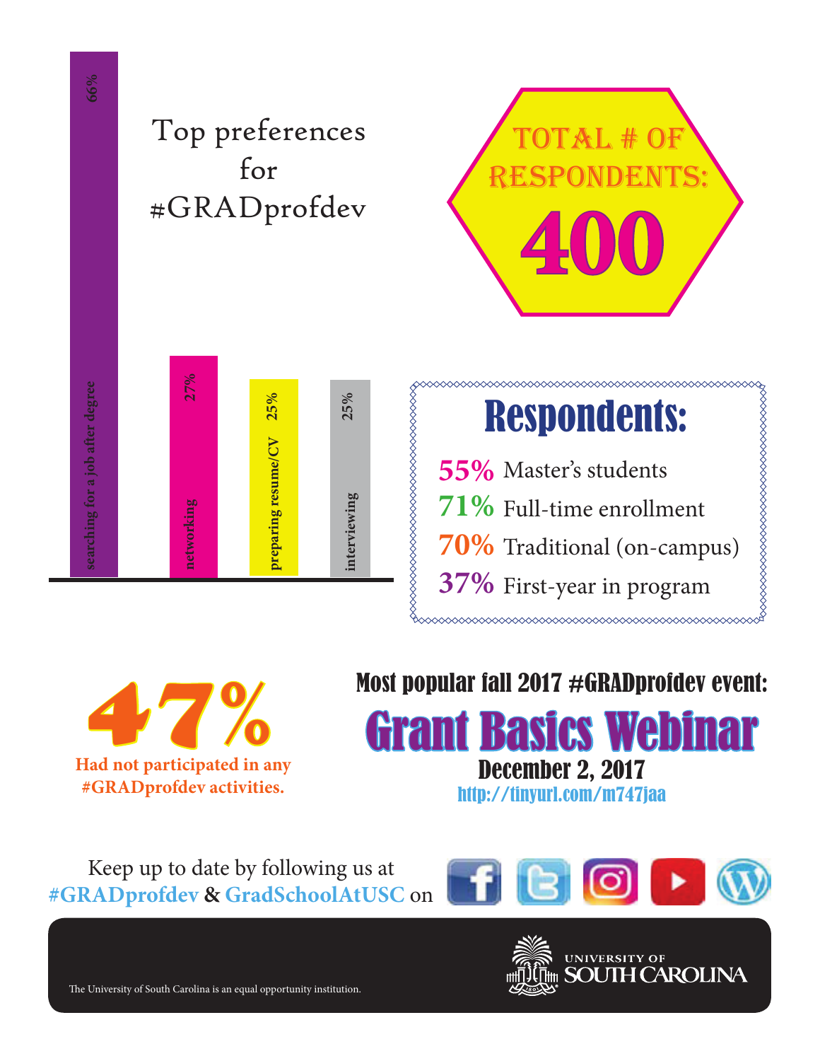# Top preferences for #GRADprofdev

| Preference | Percentage |
| --- | --- |
| searching for a job after degree | 66% |
| networking | 27% |
| preparing resume/CV | 25% |
| interviewing | 25% |

## TOTAL # OF RESPONDENTS: 400

## Respondents:

- **55%** Master's students
- **71%** Full-time enrollment
- **70%** Traditional (on-campus)
- **37%** First-year in program

**47%**
Had not participated in any #GRADprofdev activities.

Most popular fall 2017 #GRADprofdev event:

# Grant Basics Webinar

December 2, 2017
http://tinyurl.com/m747jaa

Keep up to date by following us at **#GRADprofdev** & **GradSchoolAtUSC** on

UNIVERSITY OF SOUTH CAROLINA

The University of South Carolina is an equal opportunity institution.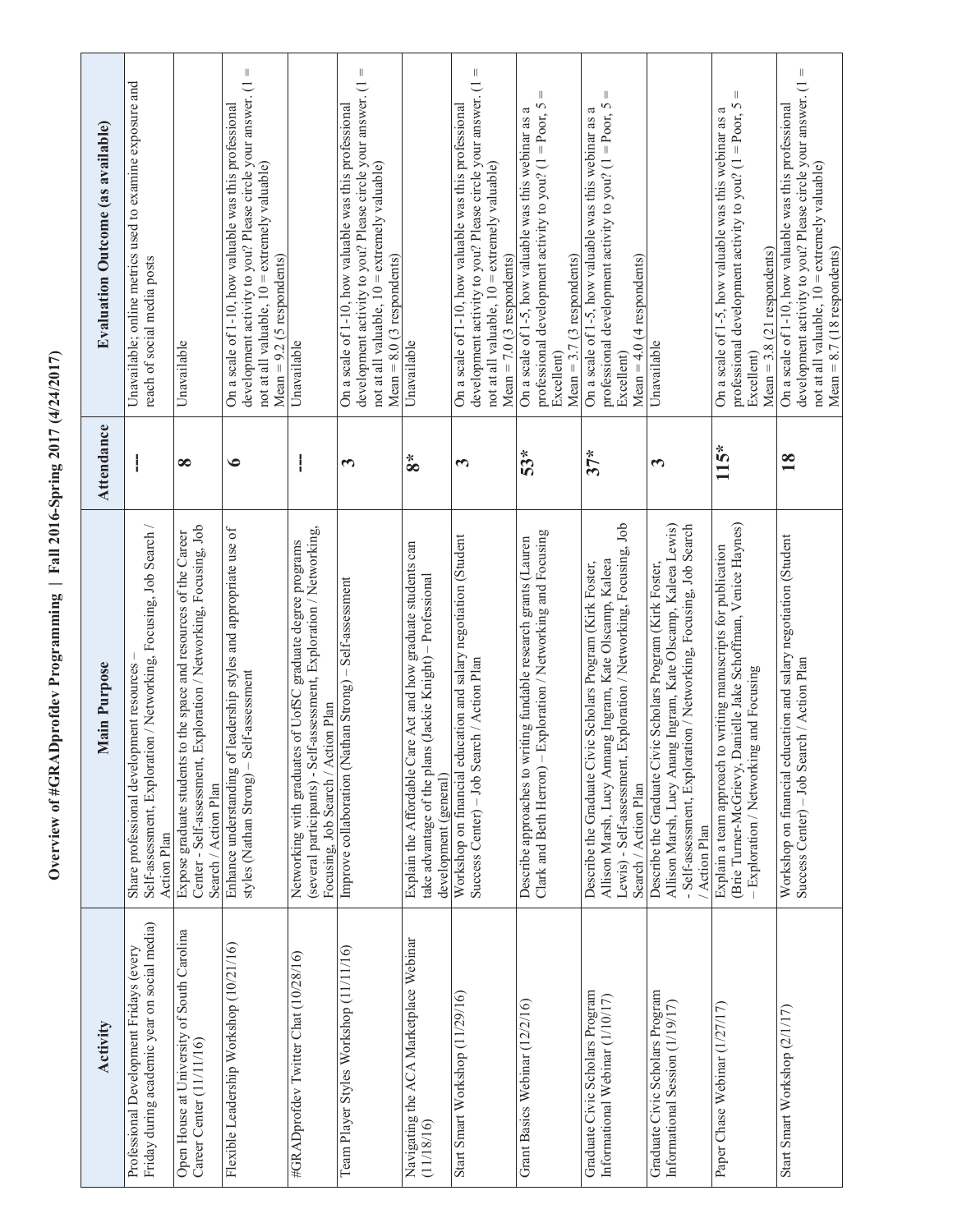# Overview of #GRADprofdev Programming | Fall 2016-Spring 2017 (4/24/2017)

| Activity | Main Purpose | Attendance | Evaluation Outcome (as available) |
|---|---|---|---|
| Professional Development Fridays (every Friday during academic year on social media) | Share professional development resources – Self-assessment, Exploration / Networking, Focusing, Job Search / Action Plan | --- | Unavailable; online metrics used to examine exposure and reach of social media posts |
| Open House at University of South Carolina Career Center (11/11/16) | Expose graduate students to the space and resources of the Career Center - Self-assessment, Exploration / Networking, Focusing, Job Search / Action Plan | **8** | Unavailable |
| Flexible Leadership Workshop (10/21/16) | Enhance understanding of leadership styles and appropriate use of styles (Nathan Strong) – Self-assessment | **6** | On a scale of 1-10, how valuable was this professional development activity to you? Please circle your answer. (1 = not at all valuable, 10 = extremely valuable) Mean = 9.2 (5 respondents) |
| #GRADprofdev Twitter Chat (10/28/16) | Networking with graduates of UofSC graduate degree programs (several participants) - Self-assessment, Exploration / Networking, Focusing, Job Search / Action Plan | --- | Unavailable |
| Team Player Styles Workshop (11/11/16) | Improve collaboration (Nathan Strong) – Self-assessment | **3** | On a scale of 1-10, how valuable was this professional development activity to you? Please circle your answer. (1 = not at all valuable, 10 = extremely valuable) Mean = 8.0 (3 respondents) |
| Navigating the ACA Marketplace Webinar (11/18/16) | Explain the Affordable Care Act and how graduate students can take advantage of the plans (Jackie Knight) – Professional development (general) | **8*** | Unavailable |
| Start Smart Workshop (11/29/16) | Workshop on financial education and salary negotiation (Student Success Center) – Job Search / Action Plan | **3** | On a scale of 1-10, how valuable was this professional development activity to you? Please circle your answer. (1 = not at all valuable, 10 = extremely valuable) Mean = 7.0 (3 respondents) |
| Grant Basics Webinar (12/2/16) | Describe approaches to writing fundable research grants (Lauren Clark and Beth Herron) – Exploration / Networking and Focusing | **53*** | On a scale of 1-5, how valuable was this webinar as a professional development activity to you? (1 = Poor, 5 = Excellent) Mean = 3.7 (3 respondents) |
| Graduate Civic Scholars Program Informational Webinar (1/10/17) | Describe the Graduate Civic Scholars Program (Kirk Foster, Allison Marsh, Lucy Annang Ingram, Kate Olscamp, Kaleea Lewis) - Self-assessment, Exploration / Networking, Focusing, Job Search / Action Plan | **37*** | On a scale of 1-5, how valuable was this webinar as a professional development activity to you? (1 = Poor, 5 = Excellent) Mean = 4.0 (4 respondents) |
| Graduate Civic Scholars Program Informational Session (1/19/17) | Describe the Graduate Civic Scholars Program (Kirk Foster, Allison Marsh, Lucy Anang Ingram, Kate Olscamp, Kaleea Lewis) - Self-assessment, Exploration / Networking, Focusing, Job Search / Action Plan | **3** | Unavailable |
| Paper Chase Webinar (1/27/17) | Explain a team approach to writing manuscripts for publication (Brie Turner-McGrievy, Danielle Jake Schoffman, Venice Haynes) – Exploration / Networking and Focusing | **115*** | On a scale of 1-5, how valuable was this webinar as a professional development activity to you? (1 = Poor, 5 = Excellent) Mean = 3.8 (21 respondents) |
| Start Smart Workshop (2/1/17) | Workshop on financial education and salary negotiation (Student Success Center) – Job Search / Action Plan | **18** | On a scale of 1-10, how valuable was this professional development activity to you? Please circle your answer. (1 = not at all valuable, 10 = extremely valuable) Mean = 8.7 (18 respondents) |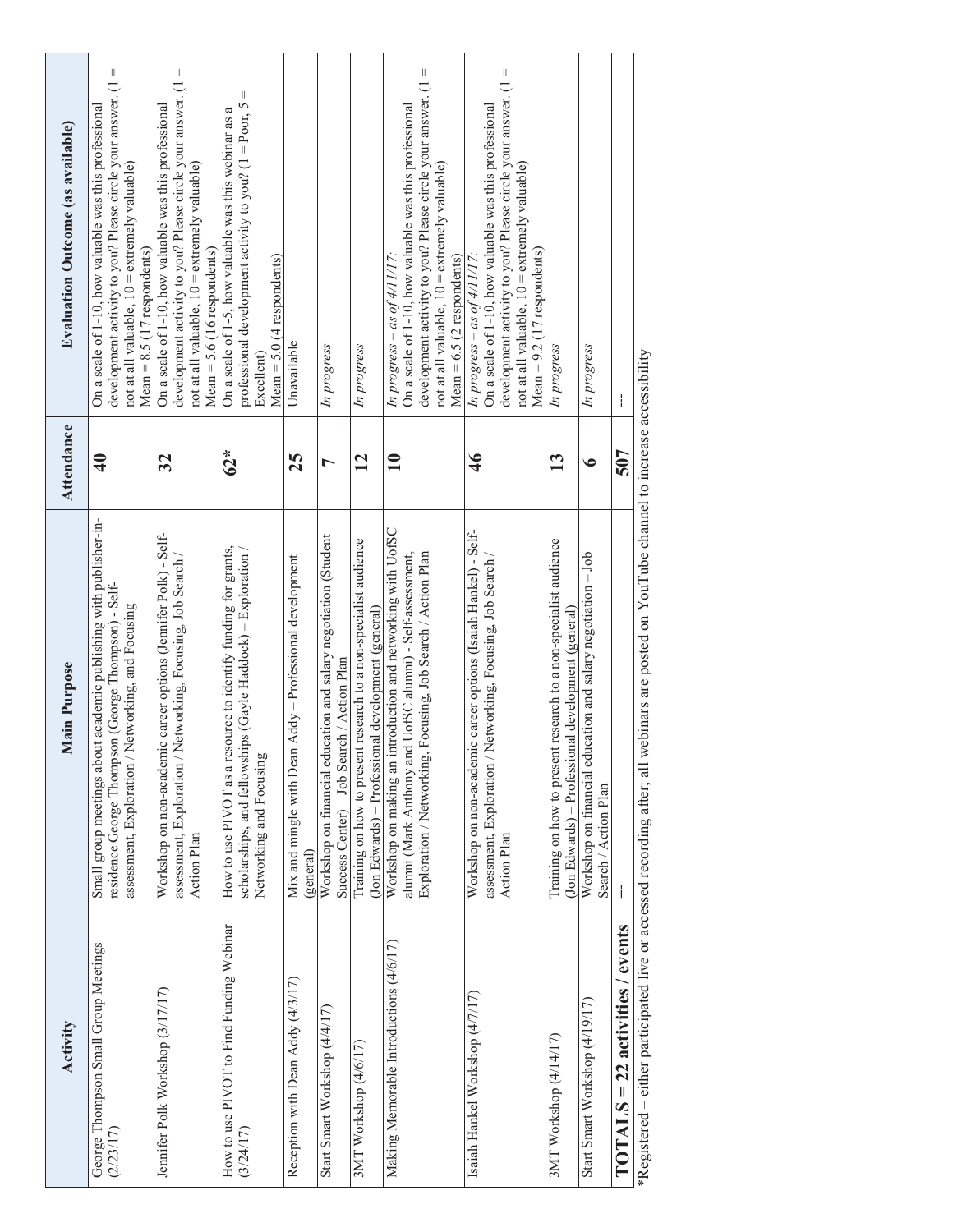| Activity | Main Purpose | Attendance | Evaluation Outcome (as available) |
|---|---|---|---|
| George Thompson Small Group Meetings (2/23/17) | Small group meetings about academic publishing with publisher-in-residence George Thompson (George Thompson) - Self-assessment, Exploration / Networking, and Focusing | **40** | On a scale of 1-10, how valuable was this professional development activity to you? Please circle your answer. (1 = not at all valuable, 10 = extremely valuable) Mean = 8.5 (17 respondents) |
| Jennifer Polk Workshop (3/17/17) | Workshop on non-academic career options (Jennifer Polk) - Self-assessment, Exploration / Networking, Focusing, Job Search / Action Plan | **32** | On a scale of 1-10, how valuable was this professional development activity to you? Please circle your answer. (1 = not at all valuable, 10 = extremely valuable) Mean = 5.6 (16 respondents) |
| How to use PIVOT to Find Funding Webinar (3/24/17) | How to use PIVOT as a resource to identify funding for grants, scholarships, and fellowships (Gayle Haddock) – Exploration / Networking and Focusing | **62*** | On a scale of 1-5, how valuable was this webinar as a professional development activity to you? (1 = Poor, 5 = Excellent) Mean = 5.0 (4 respondents) |
| Reception with Dean Addy (4/3/17) | Mix and mingle with Dean Addy – Professional development (general) | **25** | Unavailable |
| Start Smart Workshop (4/4/17) | Workshop on financial education and salary negotiation (Student Success Center) – Job Search / Action Plan | **7** | *In progress* |
| 3MT Workshop (4/6/17) | Training on how to present research to a non-specialist audience (Jon Edwards) – Professional development (general) | **12** | *In progress* |
| Making Memorable Introductions (4/6/17) | Workshop on making an introduction and networking with UofSC alumni (Mark Anthony and UofSC alumni) - Self-assessment, Exploration / Networking, Focusing, Job Search / Action Plan | **10** | *In progress – as of 4/11/17:* On a scale of 1-10, how valuable was this professional development activity to you? Please circle your answer. (1 = not at all valuable, 10 = extremely valuable) Mean = 6.5 (2 respondents) |
| Isaiah Hankel Workshop (4/7/17) | Workshop on non-academic career options (Isaiah Hankel) - Self-assessment, Exploration / Networking, Focusing, Job Search / Action Plan | **46** | *In progress – as of 4/11/17:* On a scale of 1-10, how valuable was this professional development activity to you? Please circle your answer. (1 = not at all valuable, 10 = extremely valuable) Mean = 9.2 (17 respondents) |
| 3MT Workshop (4/14/17) | Training on how to present research to a non-specialist audience (Jon Edwards) – Professional development (general) | **13** | *In progress* |
| Start Smart Workshop (4/19/17) | Workshop on financial education and salary negotiation – Job Search / Action Plan | **6** | *In progress* |
| **TOTALS = 22 activities / events** | --- | **507** | --- |

*Registered – either participated live or accessed recording after; all webinars are posted on YouTube channel to increase accessibility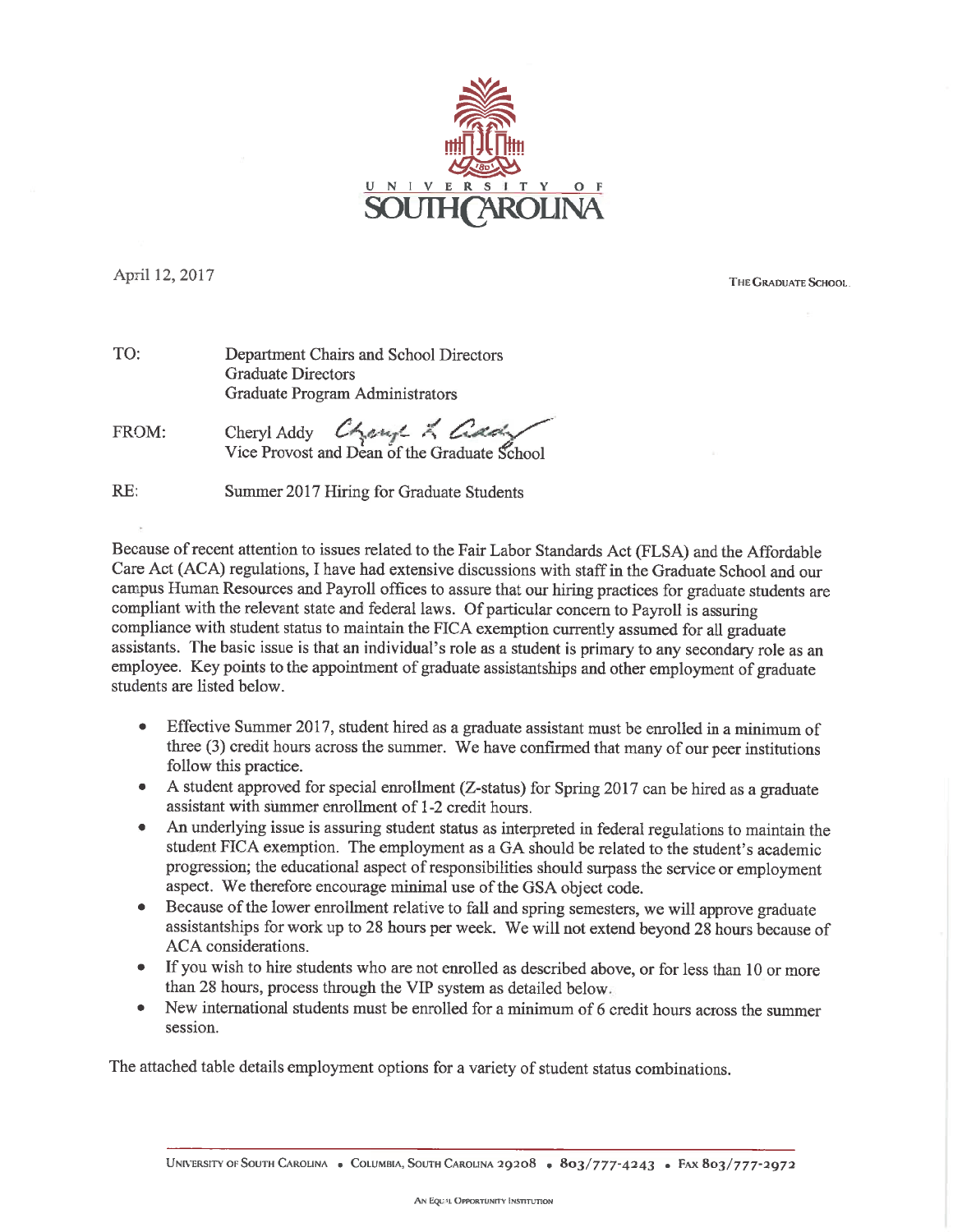UNIVERSITY OF SOUTH CAROLINA

April 12, 2017

THE GRADUATE SCHOOL

TO: Department Chairs and School Directors
Graduate Directors
Graduate Program Administrators

FROM: Cheryl Addy
Vice Provost and Dean of the Graduate School

RE: Summer 2017 Hiring for Graduate Students

Because of recent attention to issues related to the Fair Labor Standards Act (FLSA) and the Affordable Care Act (ACA) regulations, I have had extensive discussions with staff in the Graduate School and our campus Human Resources and Payroll offices to assure that our hiring practices for graduate students are compliant with the relevant state and federal laws. Of particular concern to Payroll is assuring compliance with student status to maintain the FICA exemption currently assumed for all graduate assistants. The basic issue is that an individual's role as a student is primary to any secondary role as an employee. Key points to the appointment of graduate assistantships and other employment of graduate students are listed below.

- Effective Summer 2017, student hired as a graduate assistant must be enrolled in a minimum of three (3) credit hours across the summer. We have confirmed that many of our peer institutions follow this practice.
- A student approved for special enrollment (Z-status) for Spring 2017 can be hired as a graduate assistant with summer enrollment of 1-2 credit hours.
- An underlying issue is assuring student status as interpreted in federal regulations to maintain the student FICA exemption. The employment as a GA should be related to the student's academic progression; the educational aspect of responsibilities should surpass the service or employment aspect. We therefore encourage minimal use of the GSA object code.
- Because of the lower enrollment relative to fall and spring semesters, we will approve graduate assistantships for work up to 28 hours per week. We will not extend beyond 28 hours because of ACA considerations.
- If you wish to hire students who are not enrolled as described above, or for less than 10 or more than 28 hours, process through the VIP system as detailed below.
- New international students must be enrolled for a minimum of 6 credit hours across the summer session.

The attached table details employment options for a variety of student status combinations.

UNIVERSITY OF SOUTH CAROLINA • COLUMBIA, SOUTH CAROLINA 29208 • 803/777-4243 • FAX 803/777-2972

AN EQUAL OPPORTUNITY INSTITUTION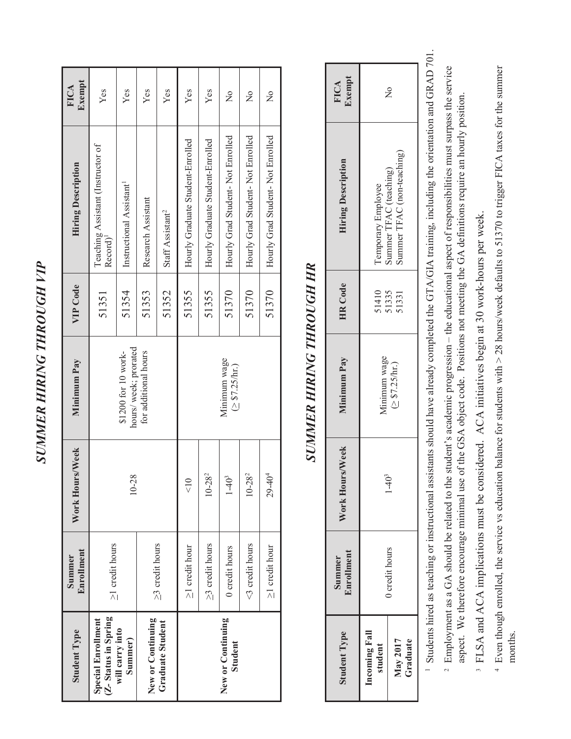# SUMMER HIRING THROUGH VIP

| Student Type | Summer Enrollment | Work Hours/Week | Minimum Pay | VIP Code | Hiring Description | FICA Exempt |
|---|---|---|---|---|---|---|
| Special Enrollment (Z- Status in Spring will carry into Summer) | ≥1 credit hours | 10-28 | $1200 for 10 work-hours/ week; prorated for additional hours | 51351 | Teaching Assistant (Instructor of Record)[1] | Yes |
| | | | | 51354 | Instructional Assistant[1] | Yes |
| New or Continuing Graduate Student | ≥3 credit hours | | | 51353 | Research Assistant | Yes |
| | | | | 51352 | Staff Assistant[2] | Yes |
| New or Continuing Student | ≥1 credit hour | <10 | Minimum wage (≥ $7.25/hr.) | 51355 | Hourly Graduate Student-Enrolled | Yes |
| | ≥3 credit hours | 10-28[2] | | 51355 | Hourly Graduate Student-Enrolled | Yes |
| | 0 credit hours | 1-40[3] | | 51370 | Hourly Grad Student- Not Enrolled | No |
| | <3 credit hours | 10-28[2] | | 51370 | Hourly Grad Student- Not Enrolled | No |
| | ≥1 credit hour | 29-40[4] | | 51370 | Hourly Grad Student- Not Enrolled | No |

# SUMMER HIRING THROUGH HR

| Student Type | Summer Enrollment | Work Hours/Week | Minimum Pay | HR Code | Hiring Description | FICA Exempt |
|---|---|---|---|---|---|---|
| Incoming Fall student<br>May 2017 Graduate | 0 credit hours | 1-40[3] | Minimum wage (≥ $7.25/hr.) | 51410<br>51335<br>51331 | Temporary Employee<br>Summer TFAC (teaching)<br>Summer TFAC (non-teaching) | No |

[1] Students hired as teaching or instructional assistants should have already completed the GTA/GIA training, including the orientation and GRAD 701.

[2] Employment as a GA should be related to the student's academic progression – the educational aspect of responsibilities must surpass the service aspect. We therefore encourage minimal use of the GSA object code. Positions not meeting the GA definitions require an hourly position.

[3] FLSA and ACA implications must be considered. ACA initiatives begin at 30 work-hours per week.

[4] Even though enrolled, the service vs education balance for students with > 28 hours/week defaults to 51370 to trigger FICA taxes for the summer months.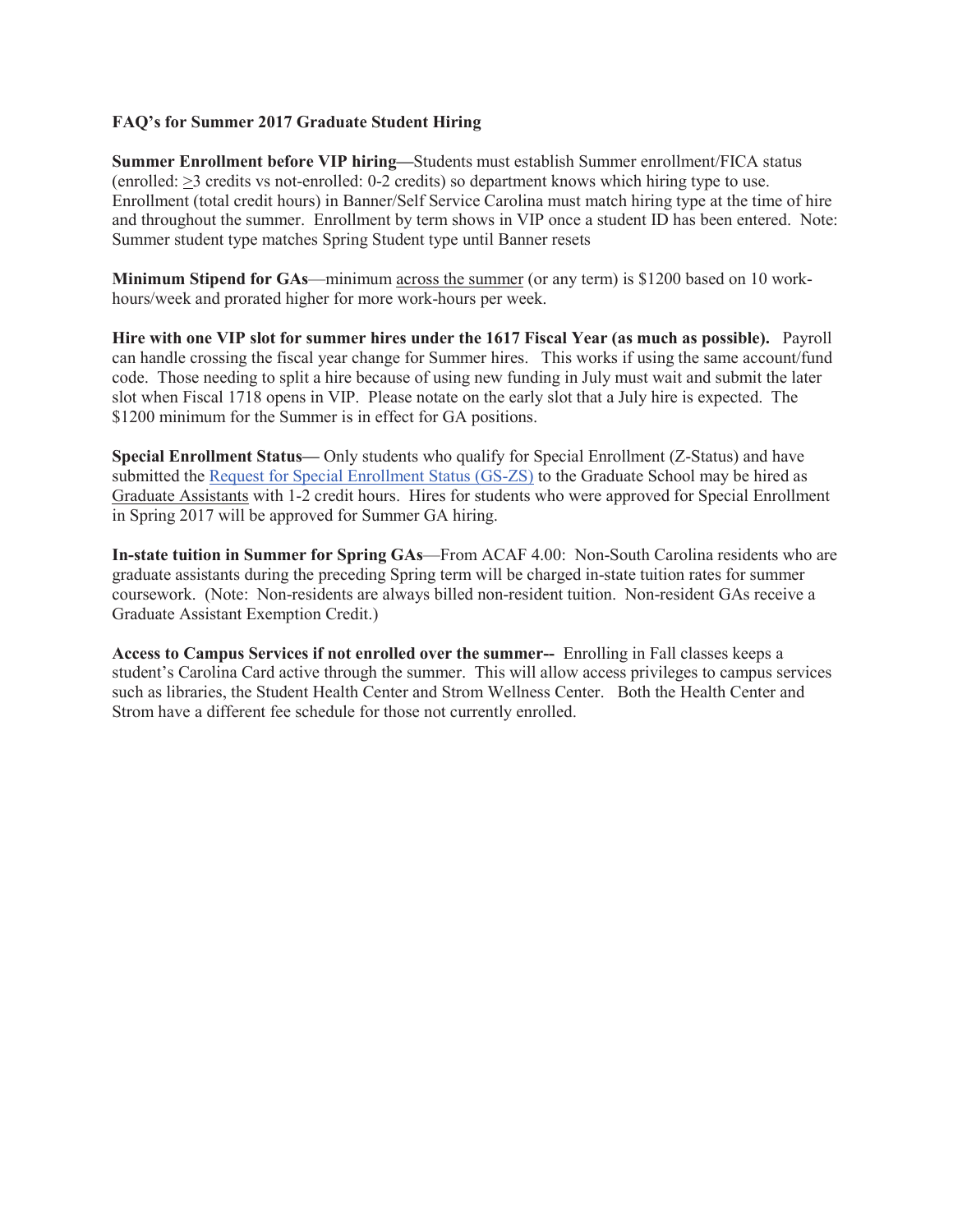**FAQ's for Summer 2017 Graduate Student Hiring**

**Summer Enrollment before VIP hiring—**Students must establish Summer enrollment/FICA status (enrolled: $\geq$3 credits vs not-enrolled: 0-2 credits) so department knows which hiring type to use. Enrollment (total credit hours) in Banner/Self Service Carolina must match hiring type at the time of hire and throughout the summer. Enrollment by term shows in VIP once a student ID has been entered. Note: Summer student type matches Spring Student type until Banner resets

**Minimum Stipend for GAs**—minimum across the summer (or any term) is $1200 based on 10 work-hours/week and prorated higher for more work-hours per week.

**Hire with one VIP slot for summer hires under the 1617 Fiscal Year (as much as possible).** Payroll can handle crossing the fiscal year change for Summer hires. This works if using the same account/fund code. Those needing to split a hire because of using new funding in July must wait and submit the later slot when Fiscal 1718 opens in VIP. Please notate on the early slot that a July hire is expected. The $1200 minimum for the Summer is in effect for GA positions.

**Special Enrollment Status—** Only students who qualify for Special Enrollment (Z-Status) and have submitted the Request for Special Enrollment Status (GS-ZS) to the Graduate School may be hired as Graduate Assistants with 1-2 credit hours. Hires for students who were approved for Special Enrollment in Spring 2017 will be approved for Summer GA hiring.

**In-state tuition in Summer for Spring GAs**—From ACAF 4.00: Non-South Carolina residents who are graduate assistants during the preceding Spring term will be charged in-state tuition rates for summer coursework. (Note: Non-residents are always billed non-resident tuition. Non-resident GAs receive a Graduate Assistant Exemption Credit.)

**Access to Campus Services if not enrolled over the summer--** Enrolling in Fall classes keeps a student's Carolina Card active through the summer. This will allow access privileges to campus services such as libraries, the Student Health Center and Strom Wellness Center. Both the Health Center and Strom have a different fee schedule for those not currently enrolled.